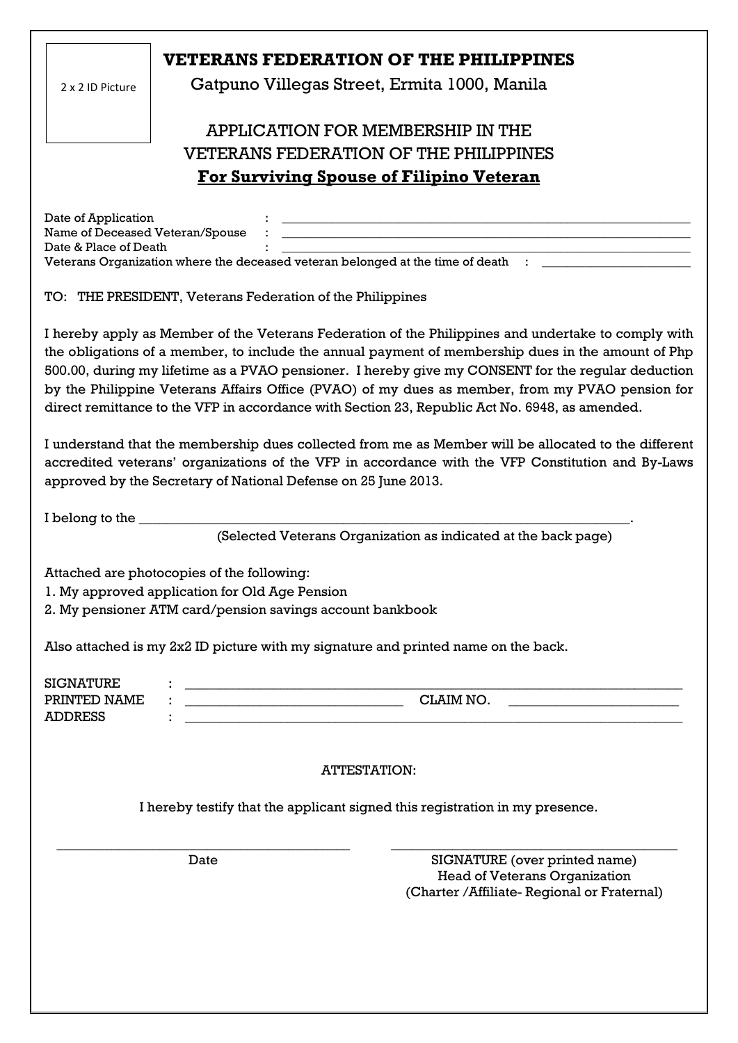2 x 2 ID Picture

# VETERANS FEDERATION OF THE PHILIPPINES

Gatpuno Villegas Street, Ermita 1000, Manila

## APPLICATION FOR MEMBERSHIP IN THE VETERANS FEDERATION OF THE PHILIPPINES

**For Surviving Spouse of Filipino Veteran**

Date of Application : ____________________________________________

Name of Deceased Veteran/Spouse : ____________________________________________

Date & Place of Death : ____________________________________________

Veterans Organization where the deceased veteran belonged at the time of death : ______________________

TO: THE PRESIDENT, Veterans Federation of the Philippines

I hereby apply as Member of the Veterans Federation of the Philippines and undertake to comply with the obligations of a member, to include the annual payment of membership dues in the amount of Php 500.00, during my lifetime as a PVAO pensioner. I hereby give my CONSENT for the regular deduction by the Philippine Veterans Affairs Office (PVAO) of my dues as member, from my PVAO pension for direct remittance to the VFP in accordance with Section 23, Republic Act No. 6948, as amended.

I understand that the membership dues collected from me as Member will be allocated to the different accredited veterans' organizations of the VFP in accordance with the VFP Constitution and By-Laws approved by the Secretary of National Defense on 25 June 2013.

I belong to the ______________________________________________________________.

(Selected Veterans Organization as indicated at the back page)

Attached are photocopies of the following:

1. My approved application for Old Age Pension
2. My pensioner ATM card/pension savings account bankbook

Also attached is my 2x2 ID picture with my signature and printed name on the back.

SIGNATURE : ____________________________________________

PRINTED NAME : ______________________________ CLAIM NO. ______________________

ADDRESS : ____________________________________________

ATTESTATION:

I hereby testify that the applicant signed this registration in my presence.

______________________________ Date

______________________________ SIGNATURE (over printed name)
Head of Veterans Organization
(Charter /Affiliate- Regional or Fraternal)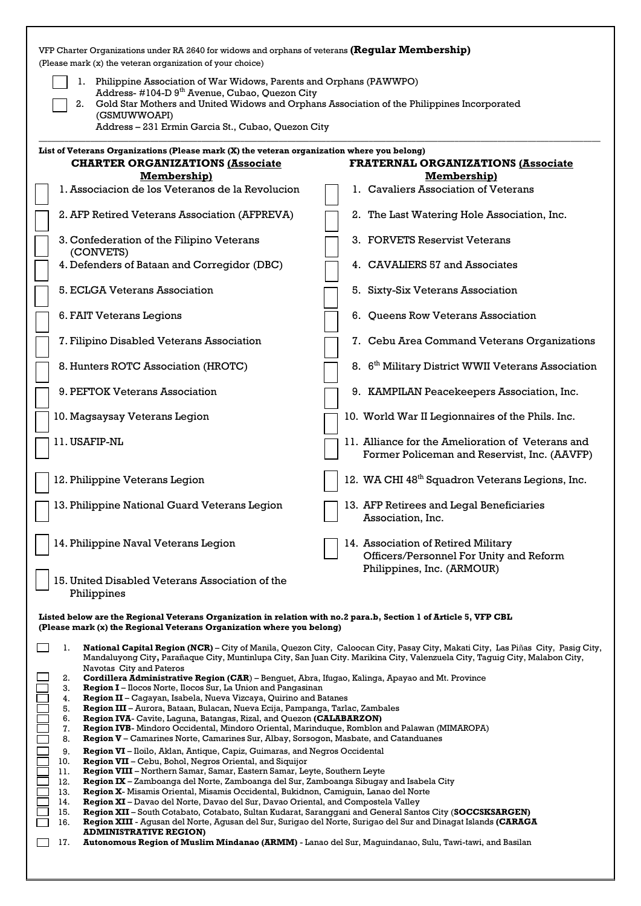VFP Charter Organizations under RA 2640 for widows and orphans of veterans **(Regular Membership)**
(Please mark (x) the veteran organization of your choice)

- [ ] 1. Philippine Association of War Widows, Parents and Orphans (PAWWPO)
  Address- #104-D 9th Avenue, Cubao, Quezon City
- [ ] 2. Gold Star Mothers and United Widows and Orphans Association of the Philippines Incorporated (GSMUWWOAPI)
  Address – 231 Ermin Garcia St., Cubao, Quezon City

---

**List of Veterans Organizations (Please mark (X) the veteran organization where you belong)**

| **CHARTER ORGANIZATIONS (Associate Membership)** | **FRATERNAL ORGANIZATIONS (Associate Membership)** |
|---|---|
| [ ] 1. Associacion de los Veteranos de la Revolucion | [ ] 1. Cavaliers Association of Veterans |
| [ ] 2. AFP Retired Veterans Association (AFPREVA) | [ ] 2. The Last Watering Hole Association, Inc. |
| [ ] 3. Confederation of the Filipino Veterans (CONVETS) | [ ] 3. FORVETS Reservist Veterans |
| [ ] 4. Defenders of Bataan and Corregidor (DBC) | [ ] 4. CAVALIERS 57 and Associates |
| [ ] 5. ECLGA Veterans Association | [ ] 5. Sixty-Six Veterans Association |
| [ ] 6. FAIT Veterans Legions | [ ] 6. Queens Row Veterans Association |
| [ ] 7. Filipino Disabled Veterans Association | [ ] 7. Cebu Area Command Veterans Organizations |
| [ ] 8. Hunters ROTC Association (HROTC) | [ ] 8. 6th Military District WWII Veterans Association |
| [ ] 9. PEFTOK Veterans Association | [ ] 9. KAMPILAN Peacekeepers Association, Inc. |
| [ ] 10. Magsaysay Veterans Legion | [ ] 10. World War II Legionnaires of the Phils. Inc. |
| [ ] 11. USAFIP-NL | [ ] 11. Alliance for the Amelioration of Veterans and Former Policeman and Reservist, Inc. (AAVFP) |
| [ ] 12. Philippine Veterans Legion | [ ] 12. WA CHI 48th Squadron Veterans Legions, Inc. |
| [ ] 13. Philippine National Guard Veterans Legion | [ ] 13. AFP Retirees and Legal Beneficiaries Association, Inc. |
| [ ] 14. Philippine Naval Veterans Legion | [ ] 14. Association of Retired Military Officers/Personnel For Unity and Reform Philippines, Inc. (ARMOUR) |
| [ ] 15. United Disabled Veterans Association of the Philippines | |

**Listed below are the Regional Veterans Organization in relation with no.2 para.b, Section 1 of Article 5, VFP CBL (Please mark (x) the Regional Veterans Organization where you belong)**

- [ ] 1. **National Capital Region (NCR)** – City of Manila, Quezon City, Caloocan City, Pasay City, Makati City, Las Piñas City, Pasig City, Mandaluyong City**,** Parañaque City, Muntinlupa City, San Juan City. Marikina City, Valenzuela City, Taguig City, Malabon City, Navotas City and Pateros
- [ ] 2. **Cordillera Administrative Region (CAR**) – Benguet, Abra, Ifugao, Kalinga, Apayao and Mt. Province
- [ ] 3. **Region I** – Ilocos Norte, Ilocos Sur, La Union and Pangasinan
- [ ] 4. **Region II** – Cagayan, Isabela, Nueva Vizcaya, Quirino and Batanes
- [ ] 5. **Region III** – Aurora, Bataan, Bulacan, Nueva Ecija, Pampanga, Tarlac, Zambales
- [ ] 6. **Region IVA**- Cavite, Laguna, Batangas, Rizal, and Quezon **(CALABARZON)**
- [ ] 7. **Region IVB**- Mindoro Occidental, Mindoro Oriental, Marinduque, Romblon and Palawan (MIMAROPA)
- [ ] 8. **Region V** – Camarines Norte, Camarines Sur, Albay, Sorsogon, Masbate, and Catanduanes
- [ ] 9. **Region VI** – Iloilo, Aklan, Antique, Capiz, Guimaras, and Negros Occidental
- [ ] 10. **Region VII** – Cebu, Bohol, Negros Oriental, and Siquijor
- [ ] 11. **Region VIII** – Northern Samar, Samar, Eastern Samar, Leyte, Southern Leyte
- [ ] 12. **Region IX** – Zamboanga del Norte, Zamboanga del Sur, Zamboanga Sibugay and Isabela City
- [ ] 13. **Region X**- Misamis Oriental, Misamis Occidental, Bukidnon, Camiguin, Lanao del Norte
- [ ] 14. **Region XI** – Davao del Norte, Davao del Sur, Davao Oriental, and Compostela Valley
- [ ] 15. **Region XII** – South Cotabato, Cotabato, Sultan Kudarat, Saranggani and General Santos City (**SOCCSKSARGEN)**
- [ ] 16. **Region XIII** - Agusan del Norte, Agusan del Sur, Surigao del Norte, Surigao del Sur and Dinagat Islands **(CARAGA ADMINISTRATIVE REGION)**
- [ ] 17. **Autonomous Region of Muslim Mindanao (ARMM)** - Lanao del Sur, Maguindanao, Sulu, Tawi-tawi, and Basilan